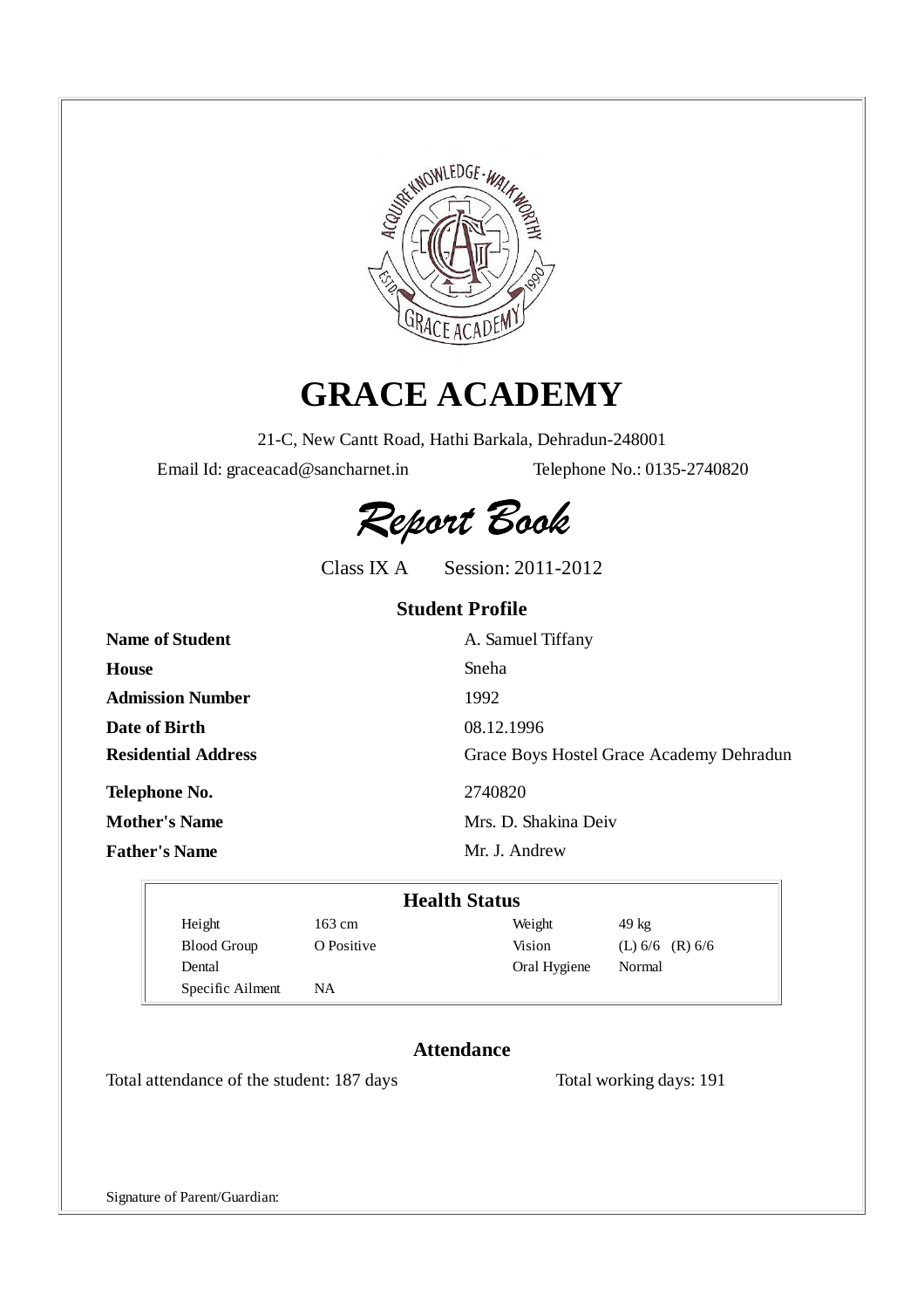# GRACE ACADEMY

21-C, New Cantt Road, Hathi Barkala, Dehradun-248001

Email Id: graceacad@sancharnet.in Telephone No.: 0135-2740820

## *Report Book*

Class IX A Session: 2011-2012

### Student Profile

| | |
|---|---|
| **Name of Student** | A. Samuel Tiffany |
| **House** | Sneha |
| **Admission Number** | 1992 |
| **Date of Birth** | 08.12.1996 |
| **Residential Address** | Grace Boys Hostel Grace Academy Dehradun |
| **Telephone No.** | 2740820 |
| **Mother's Name** | Mrs. D. Shakina Deiv |
| **Father's Name** | Mr. J. Andrew |

### Health Status

| | | | |
|---|---|---|---|
| Height | 163 cm | Weight | 49 kg |
| Blood Group | O Positive | Vision | (L) 6/6 (R) 6/6 |
| Dental | | Oral Hygiene | Normal |
| Specific Ailment | NA | | |

### Attendance

Total attendance of the student: 187 days Total working days: 191

Signature of Parent/Guardian: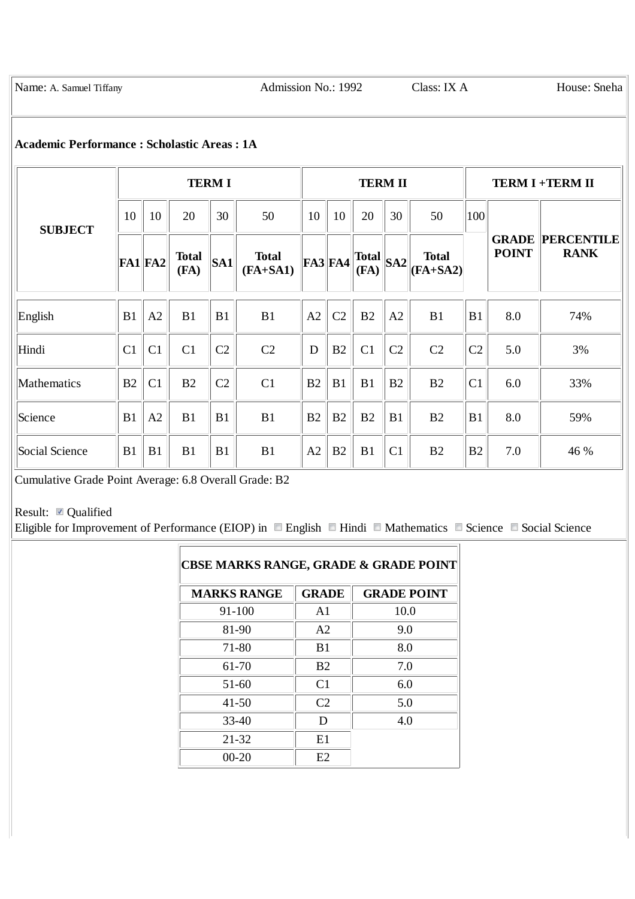Name: A. Samuel Tiffany | Admission No.: 1992 | Class: IX A | House: Sneha

**Academic Performance : Scholastic Areas : 1A**

| SUBJECT | TERM I | | | | | TERM II | | | | | TERM I +TERM II | | |
|---|---|---|---|---|---|---|---|---|---|---|---|---|---|
| | 10 | 10 | 20 | 30 | 50 | 10 | 10 | 20 | 30 | 50 | 100 | GRADE POINT | PERCENTILE RANK |
| | FA1 | FA2 | Total (FA) | SA1 | Total (FA+SA1) | FA3 | FA4 | Total (FA) | SA2 | Total (FA+SA2) | | | |
| English | B1 | A2 | B1 | B1 | B1 | A2 | C2 | B2 | A2 | B1 | B1 | 8.0 | 74% |
| Hindi | C1 | C1 | C1 | C2 | C2 | D | B2 | C1 | C2 | C2 | C2 | 5.0 | 3% |
| Mathematics | B2 | C1 | B2 | C2 | C1 | B2 | B1 | B1 | B2 | B2 | C1 | 6.0 | 33% |
| Science | B1 | A2 | B1 | B1 | B1 | B2 | B2 | B2 | B1 | B2 | B1 | 8.0 | 59% |
| Social Science | B1 | B1 | B1 | B1 | B1 | A2 | B2 | B1 | C1 | B2 | B2 | 7.0 | 46 % |

Cumulative Grade Point Average: 6.8 Overall Grade: B2

Result: ☑ Qualified

Eligible for Improvement of Performance (EIOP) in ☐ English ☐ Hindi ☐ Mathematics ☐ Science ☐ Social Science

**CBSE MARKS RANGE, GRADE & GRADE POINT**

| MARKS RANGE | GRADE | GRADE POINT |
|---|---|---|
| 91-100 | A1 | 10.0 |
| 81-90 | A2 | 9.0 |
| 71-80 | B1 | 8.0 |
| 61-70 | B2 | 7.0 |
| 51-60 | C1 | 6.0 |
| 41-50 | C2 | 5.0 |
| 33-40 | D | 4.0 |
| 21-32 | E1 | |
| 00-20 | E2 | |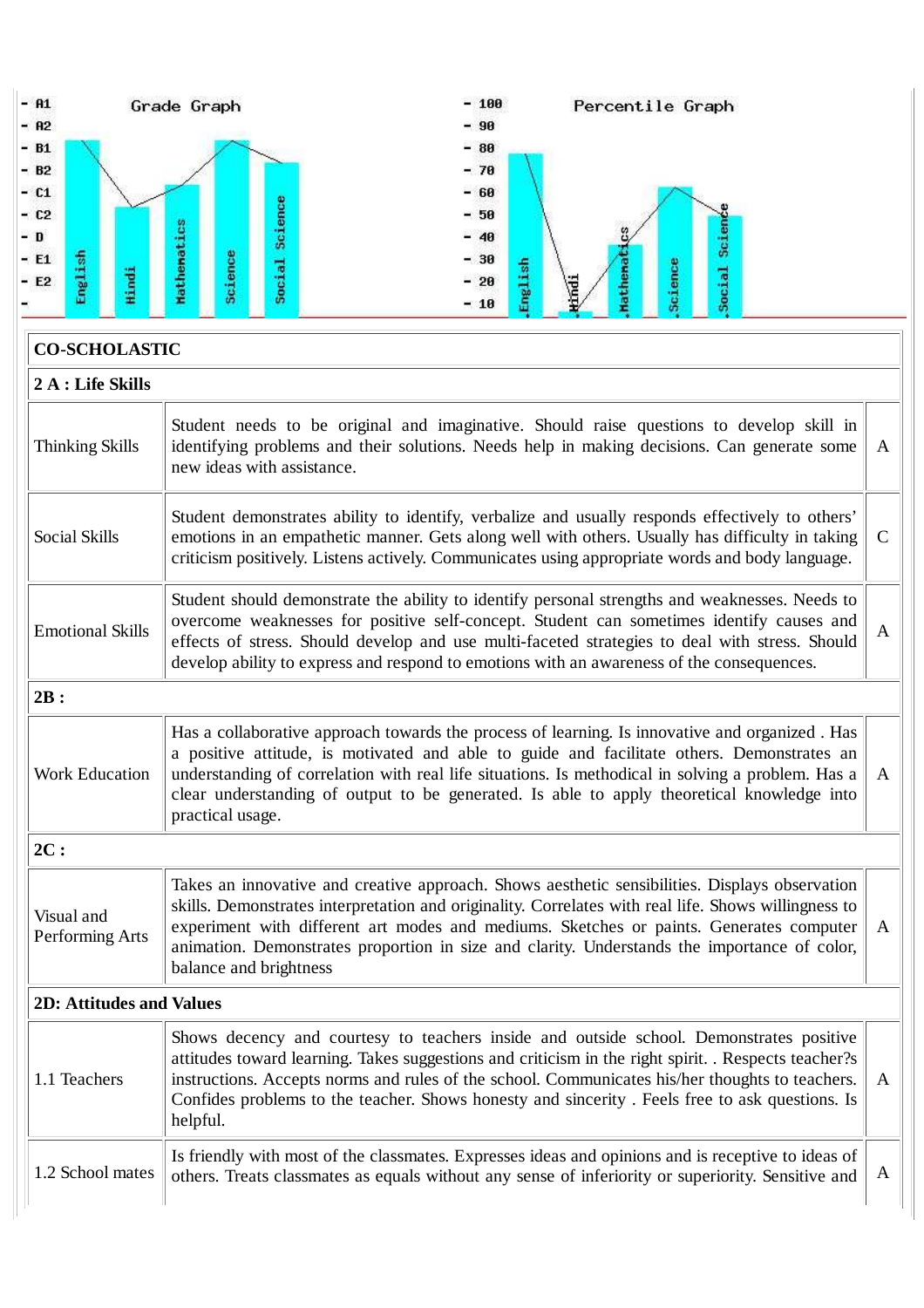Grade Graph

Percentile Graph

| CO-SCHOLASTIC | | |
|---|---|---|
| **2 A : Life Skills** | | |
| Thinking Skills | Student needs to be original and imaginative. Should raise questions to develop skill in identifying problems and their solutions. Needs help in making decisions. Can generate some new ideas with assistance. | A |
| Social Skills | Student demonstrates ability to identify, verbalize and usually responds effectively to others' emotions in an empathetic manner. Gets along well with others. Usually has difficulty in taking criticism positively. Listens actively. Communicates using appropriate words and body language. | C |
| Emotional Skills | Student should demonstrate the ability to identify personal strengths and weaknesses. Needs to overcome weaknesses for positive self-concept. Student can sometimes identify causes and effects of stress. Should develop and use multi-faceted strategies to deal with stress. Should develop ability to express and respond to emotions with an awareness of the consequences. | A |
| **2B :** | | |
| Work Education | Has a collaborative approach towards the process of learning. Is innovative and organized . Has a positive attitude, is motivated and able to guide and facilitate others. Demonstrates an understanding of correlation with real life situations. Is methodical in solving a problem. Has a clear understanding of output to be generated. Is able to apply theoretical knowledge into practical usage. | A |
| **2C :** | | |
| Visual and Performing Arts | Takes an innovative and creative approach. Shows aesthetic sensibilities. Displays observation skills. Demonstrates interpretation and originality. Correlates with real life. Shows willingness to experiment with different art modes and mediums. Sketches or paints. Generates computer animation. Demonstrates proportion in size and clarity. Understands the importance of color, balance and brightness | A |
| **2D: Attitudes and Values** | | |
| 1.1 Teachers | Shows decency and courtesy to teachers inside and outside school. Demonstrates positive attitudes toward learning. Takes suggestions and criticism in the right spirit. . Respects teacher?s instructions. Accepts norms and rules of the school. Communicates his/her thoughts to teachers. Confides problems to the teacher. Shows honesty and sincerity . Feels free to ask questions. Is helpful. | A |
| 1.2 School mates | Is friendly with most of the classmates. Expresses ideas and opinions and is receptive to ideas of others. Treats classmates as equals without any sense of inferiority or superiority. Sensitive and | A |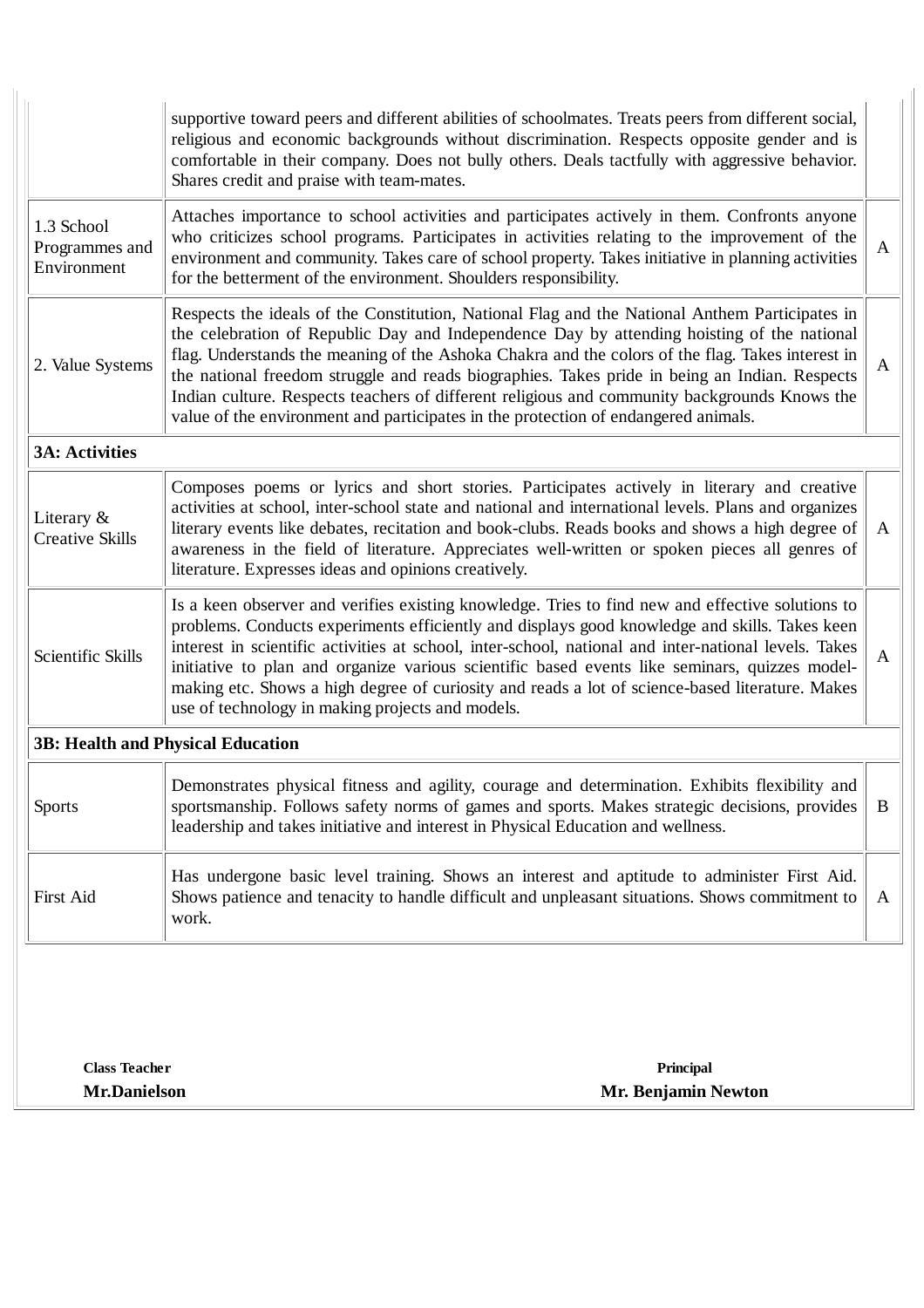| | | |
|---|---|---|
| | supportive toward peers and different abilities of schoolmates. Treats peers from different social, religious and economic backgrounds without discrimination. Respects opposite gender and is comfortable in their company. Does not bully others. Deals tactfully with aggressive behavior. Shares credit and praise with team-mates. | |
| 1.3 School Programmes and Environment | Attaches importance to school activities and participates actively in them. Confronts anyone who criticizes school programs. Participates in activities relating to the improvement of the environment and community. Takes care of school property. Takes initiative in planning activities for the betterment of the environment. Shoulders responsibility. | A |
| 2. Value Systems | Respects the ideals of the Constitution, National Flag and the National Anthem Participates in the celebration of Republic Day and Independence Day by attending hoisting of the national flag. Understands the meaning of the Ashoka Chakra and the colors of the flag. Takes interest in the national freedom struggle and reads biographies. Takes pride in being an Indian. Respects Indian culture. Respects teachers of different religious and community backgrounds Knows the value of the environment and participates in the protection of endangered animals. | A |
| **3A: Activities** | | |
| Literary & Creative Skills | Composes poems or lyrics and short stories. Participates actively in literary and creative activities at school, inter-school state and national and international levels. Plans and organizes literary events like debates, recitation and book-clubs. Reads books and shows a high degree of awareness in the field of literature. Appreciates well-written or spoken pieces all genres of literature. Expresses ideas and opinions creatively. | A |
| Scientific Skills | Is a keen observer and verifies existing knowledge. Tries to find new and effective solutions to problems. Conducts experiments efficiently and displays good knowledge and skills. Takes keen interest in scientific activities at school, inter-school, national and inter-national levels. Takes initiative to plan and organize various scientific based events like seminars, quizzes model-making etc. Shows a high degree of curiosity and reads a lot of science-based literature. Makes use of technology in making projects and models. | A |
| **3B: Health and Physical Education** | | |
| Sports | Demonstrates physical fitness and agility, courage and determination. Exhibits flexibility and sportsmanship. Follows safety norms of games and sports. Makes strategic decisions, provides leadership and takes initiative and interest in Physical Education and wellness. | B |
| First Aid | Has undergone basic level training. Shows an interest and aptitude to administer First Aid. Shows patience and tenacity to handle difficult and unpleasant situations. Shows commitment to work. | A |

**Class Teacher**
**Mr.Danielson**

**Principal**
**Mr. Benjamin Newton**